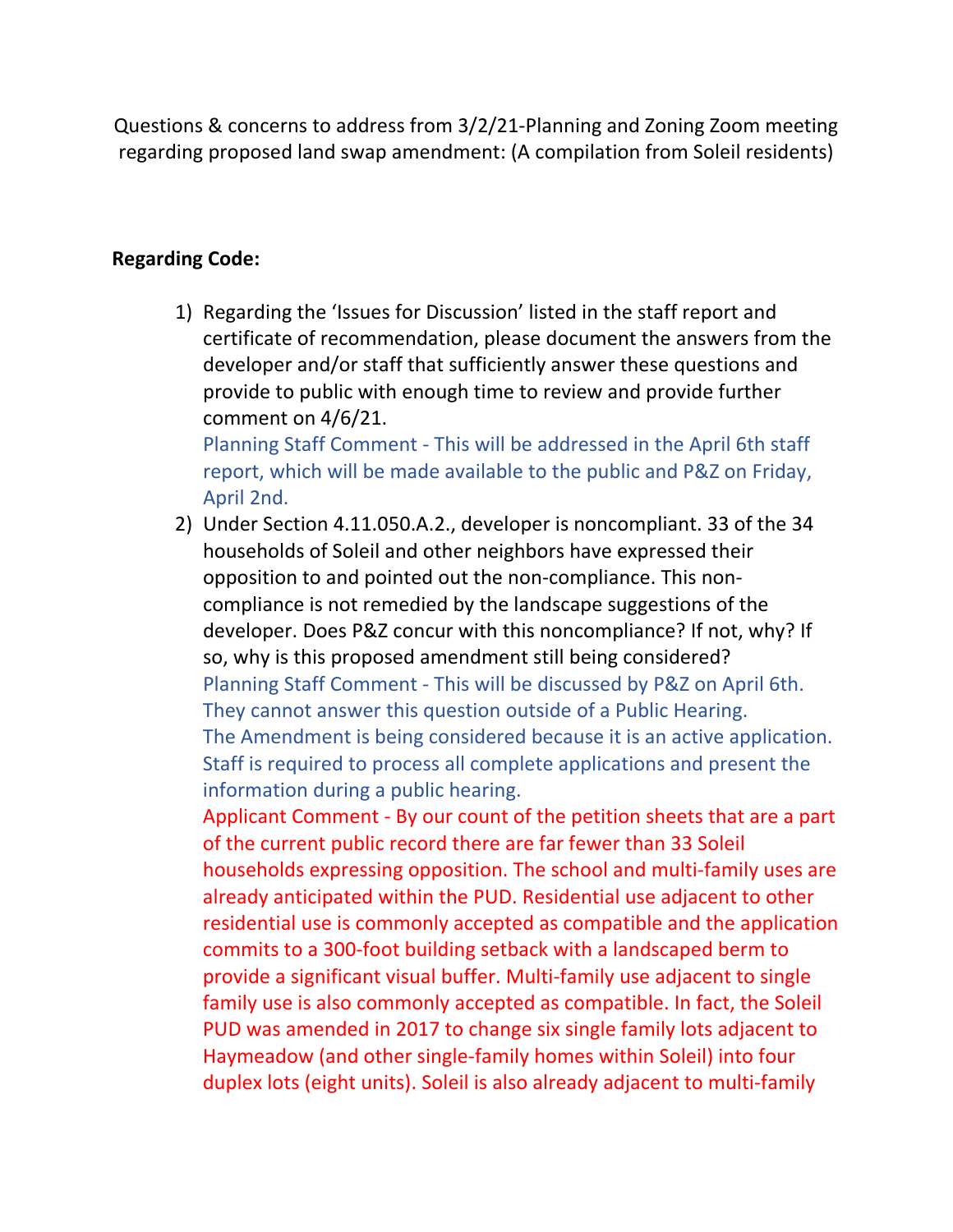Questions & concerns to address from 3/2/21-Planning and Zoning Zoom meeting regarding proposed land swap amendment: (A compilation from Soleil residents)

**Regarding Code:**

1) Regarding the 'Issues for Discussion' listed in the staff report and certificate of recommendation, please document the answers from the developer and/or staff that sufficiently answer these questions and provide to public with enough time to review and provide further comment on 4/6/21.
   Planning Staff Comment - This will be addressed in the April 6th staff report, which will be made available to the public and P&Z on Friday, April 2nd.

2) Under Section 4.11.050.A.2., developer is noncompliant. 33 of the 34 households of Soleil and other neighbors have expressed their opposition to and pointed out the non-compliance. This non-compliance is not remedied by the landscape suggestions of the developer. Does P&Z concur with this noncompliance? If not, why? If so, why is this proposed amendment still being considered?
   Planning Staff Comment - This will be discussed by P&Z on April 6th. They cannot answer this question outside of a Public Hearing.
   The Amendment is being considered because it is an active application. Staff is required to process all complete applications and present the information during a public hearing.
   Applicant Comment - By our count of the petition sheets that are a part of the current public record there are far fewer than 33 Soleil households expressing opposition. The school and multi-family uses are already anticipated within the PUD. Residential use adjacent to other residential use is commonly accepted as compatible and the application commits to a 300-foot building setback with a landscaped berm to provide a significant visual buffer. Multi-family use adjacent to single family use is also commonly accepted as compatible. In fact, the Soleil PUD was amended in 2017 to change six single family lots adjacent to Haymeadow (and other single-family homes within Soleil) into four duplex lots (eight units). Soleil is also already adjacent to multi-family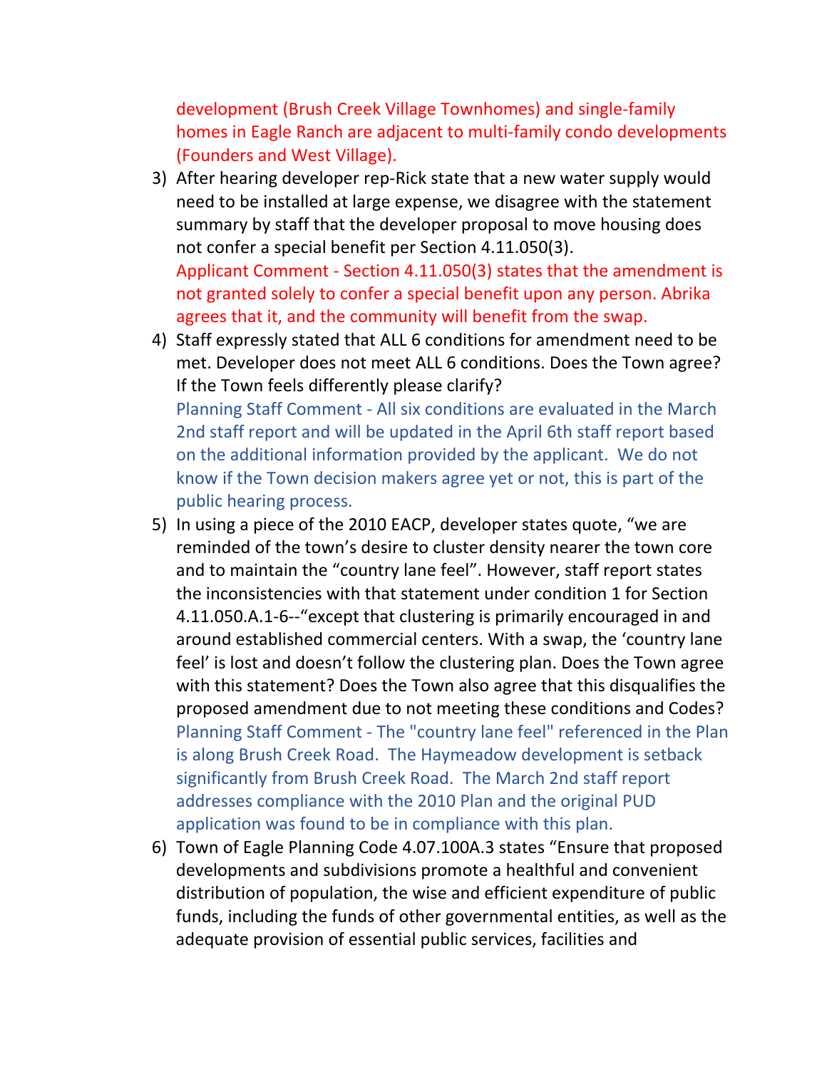development (Brush Creek Village Townhomes) and single-family homes in Eagle Ranch are adjacent to multi-family condo developments (Founders and West Village).

3) After hearing developer rep-Rick state that a new water supply would need to be installed at large expense, we disagree with the statement summary by staff that the developer proposal to move housing does not confer a special benefit per Section 4.11.050(3).
   Applicant Comment - Section 4.11.050(3) states that the amendment is not granted solely to confer a special benefit upon any person. Abrika agrees that it, and the community will benefit from the swap.
4) Staff expressly stated that ALL 6 conditions for amendment need to be met. Developer does not meet ALL 6 conditions. Does the Town agree? If the Town feels differently please clarify?
   Planning Staff Comment - All six conditions are evaluated in the March 2nd staff report and will be updated in the April 6th staff report based on the additional information provided by the applicant. We do not know if the Town decision makers agree yet or not, this is part of the public hearing process.
5) In using a piece of the 2010 EACP, developer states quote, "we are reminded of the town's desire to cluster density nearer the town core and to maintain the "country lane feel". However, staff report states the inconsistencies with that statement under condition 1 for Section 4.11.050.A.1-6--"except that clustering is primarily encouraged in and around established commercial centers. With a swap, the 'country lane feel' is lost and doesn't follow the clustering plan. Does the Town agree with this statement? Does the Town also agree that this disqualifies the proposed amendment due to not meeting these conditions and Codes?
   Planning Staff Comment - The "country lane feel" referenced in the Plan is along Brush Creek Road. The Haymeadow development is setback significantly from Brush Creek Road. The March 2nd staff report addresses compliance with the 2010 Plan and the original PUD application was found to be in compliance with this plan.
6) Town of Eagle Planning Code 4.07.100A.3 states "Ensure that proposed developments and subdivisions promote a healthful and convenient distribution of population, the wise and efficient expenditure of public funds, including the funds of other governmental entities, as well as the adequate provision of essential public services, facilities and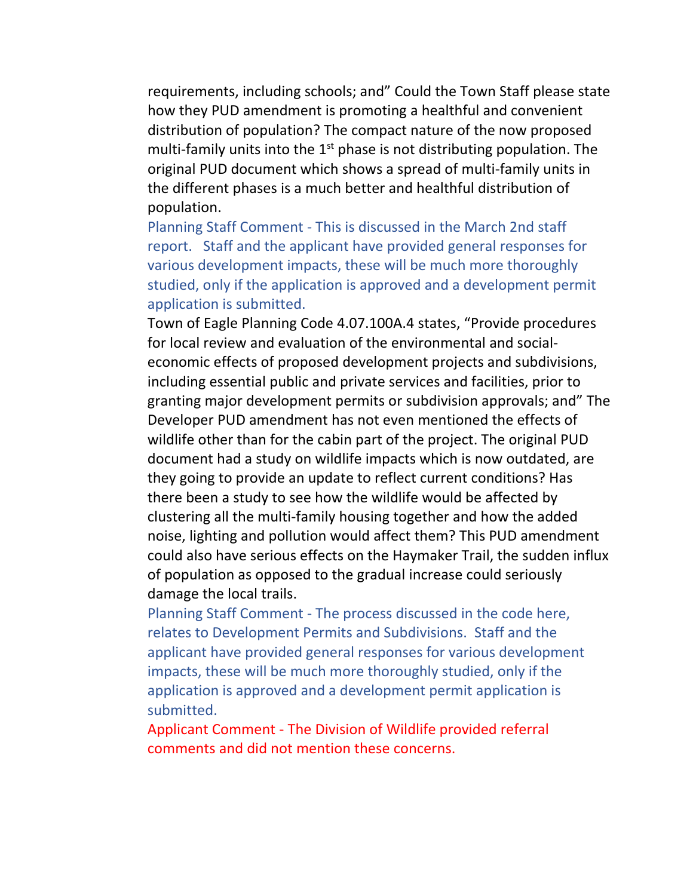requirements, including schools; and" Could the Town Staff please state how they PUD amendment is promoting a healthful and convenient distribution of population? The compact nature of the now proposed multi-family units into the 1st phase is not distributing population. The original PUD document which shows a spread of multi-family units in the different phases is a much better and healthful distribution of population.

Planning Staff Comment - This is discussed in the March 2nd staff report. Staff and the applicant have provided general responses for various development impacts, these will be much more thoroughly studied, only if the application is approved and a development permit application is submitted.

Town of Eagle Planning Code 4.07.100A.4 states, "Provide procedures for local review and evaluation of the environmental and social-economic effects of proposed development projects and subdivisions, including essential public and private services and facilities, prior to granting major development permits or subdivision approvals; and" The Developer PUD amendment has not even mentioned the effects of wildlife other than for the cabin part of the project. The original PUD document had a study on wildlife impacts which is now outdated, are they going to provide an update to reflect current conditions? Has there been a study to see how the wildlife would be affected by clustering all the multi-family housing together and how the added noise, lighting and pollution would affect them? This PUD amendment could also have serious effects on the Haymaker Trail, the sudden influx of population as opposed to the gradual increase could seriously damage the local trails.

Planning Staff Comment - The process discussed in the code here, relates to Development Permits and Subdivisions. Staff and the applicant have provided general responses for various development impacts, these will be much more thoroughly studied, only if the application is approved and a development permit application is submitted.

Applicant Comment - The Division of Wildlife provided referral comments and did not mention these concerns.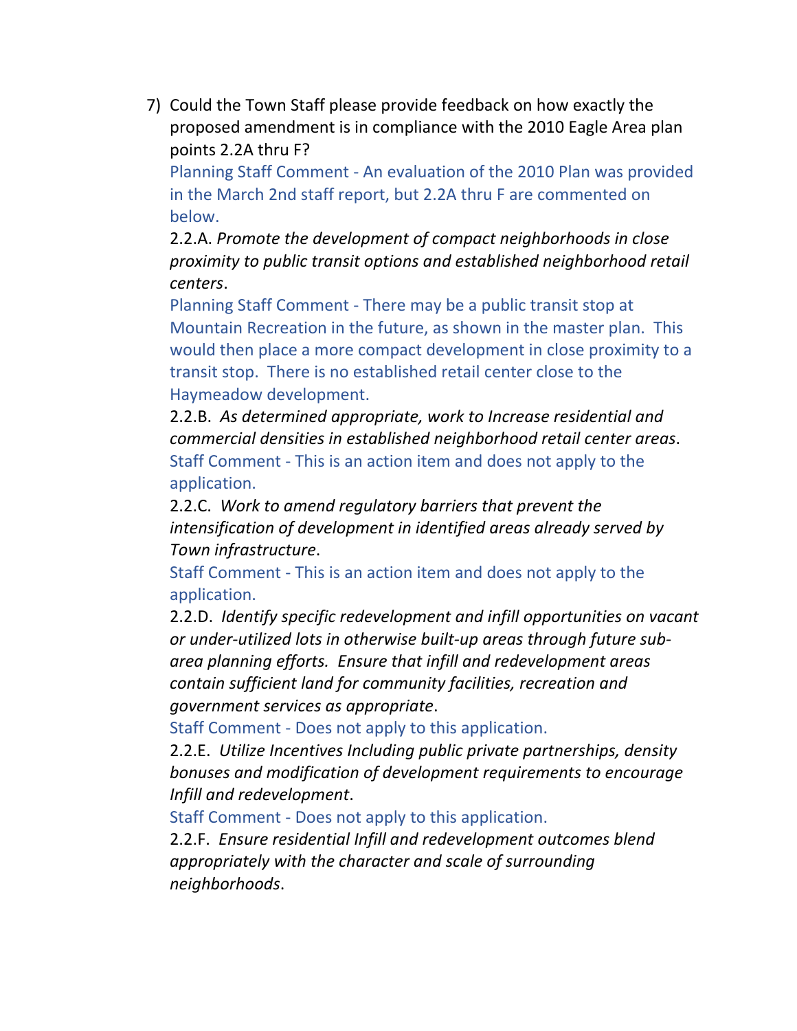7) Could the Town Staff please provide feedback on how exactly the proposed amendment is in compliance with the 2010 Eagle Area plan points 2.2A thru F?

   Planning Staff Comment - An evaluation of the 2010 Plan was provided in the March 2nd staff report, but 2.2A thru F are commented on below.

   2.2.A. *Promote the development of compact neighborhoods in close proximity to public transit options and established neighborhood retail centers*.

   Planning Staff Comment - There may be a public transit stop at Mountain Recreation in the future, as shown in the master plan. This would then place a more compact development in close proximity to a transit stop. There is no established retail center close to the Haymeadow development.

   2.2.B. *As determined appropriate, work to Increase residential and commercial densities in established neighborhood retail center areas*.

   Staff Comment - This is an action item and does not apply to the application.

   2.2.C. *Work to amend regulatory barriers that prevent the intensification of development in identified areas already served by Town infrastructure*.

   Staff Comment - This is an action item and does not apply to the application.

   2.2.D. *Identify specific redevelopment and infill opportunities on vacant or under-utilized lots in otherwise built-up areas through future sub-area planning efforts. Ensure that infill and redevelopment areas contain sufficient land for community facilities, recreation and government services as appropriate*.

   Staff Comment - Does not apply to this application.

   2.2.E. *Utilize Incentives Including public private partnerships, density bonuses and modification of development requirements to encourage Infill and redevelopment*.

   Staff Comment - Does not apply to this application.

   2.2.F. *Ensure residential Infill and redevelopment outcomes blend appropriately with the character and scale of surrounding neighborhoods*.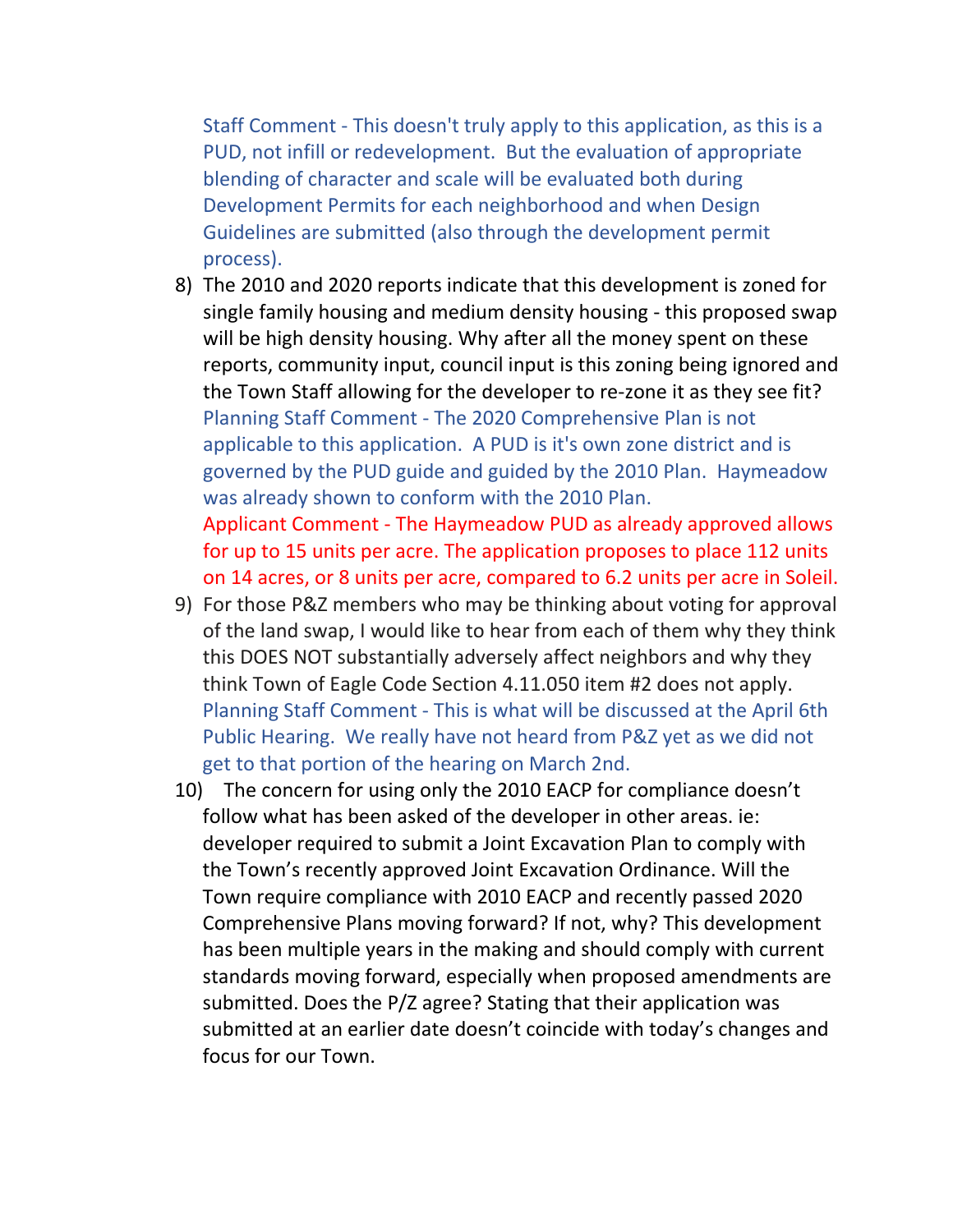Staff Comment - This doesn't truly apply to this application, as this is a PUD, not infill or redevelopment. But the evaluation of appropriate blending of character and scale will be evaluated both during Development Permits for each neighborhood and when Design Guidelines are submitted (also through the development permit process).

8) The 2010 and 2020 reports indicate that this development is zoned for single family housing and medium density housing - this proposed swap will be high density housing. Why after all the money spent on these reports, community input, council input is this zoning being ignored and the Town Staff allowing for the developer to re-zone it as they see fit?
   Planning Staff Comment - The 2020 Comprehensive Plan is not applicable to this application. A PUD is it's own zone district and is governed by the PUD guide and guided by the 2010 Plan. Haymeadow was already shown to conform with the 2010 Plan.
   Applicant Comment - The Haymeadow PUD as already approved allows for up to 15 units per acre. The application proposes to place 112 units on 14 acres, or 8 units per acre, compared to 6.2 units per acre in Soleil.

9) For those P&Z members who may be thinking about voting for approval of the land swap, I would like to hear from each of them why they think this DOES NOT substantially adversely affect neighbors and why they think Town of Eagle Code Section 4.11.050 item #2 does not apply.
   Planning Staff Comment - This is what will be discussed at the April 6th Public Hearing. We really have not heard from P&Z yet as we did not get to that portion of the hearing on March 2nd.

10) The concern for using only the 2010 EACP for compliance doesn't follow what has been asked of the developer in other areas. ie: developer required to submit a Joint Excavation Plan to comply with the Town's recently approved Joint Excavation Ordinance. Will the Town require compliance with 2010 EACP and recently passed 2020 Comprehensive Plans moving forward? If not, why? This development has been multiple years in the making and should comply with current standards moving forward, especially when proposed amendments are submitted. Does the P/Z agree? Stating that their application was submitted at an earlier date doesn't coincide with today's changes and focus for our Town.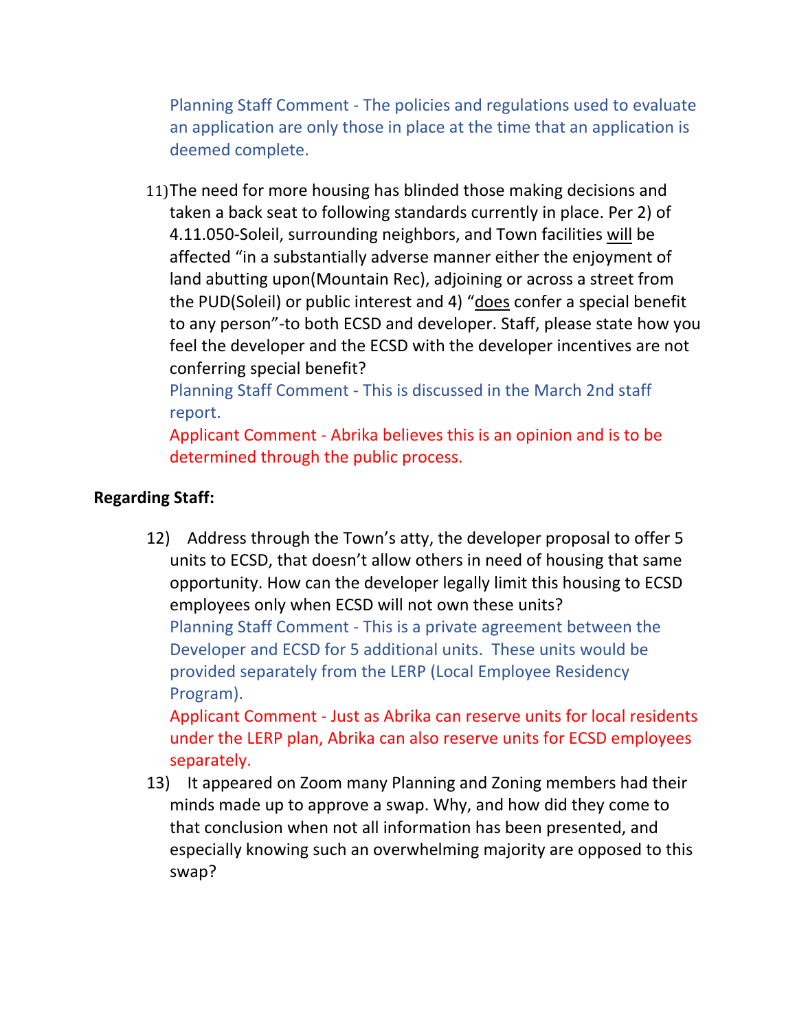Planning Staff Comment - The policies and regulations used to evaluate an application are only those in place at the time that an application is deemed complete.

11) The need for more housing has blinded those making decisions and taken a back seat to following standards currently in place. Per 2) of 4.11.050-Soleil, surrounding neighbors, and Town facilities will be affected "in a substantially adverse manner either the enjoyment of land abutting upon(Mountain Rec), adjoining or across a street from the PUD(Soleil) or public interest and 4) "does confer a special benefit to any person"-to both ECSD and developer. Staff, please state how you feel the developer and the ECSD with the developer incentives are not conferring special benefit?

    Planning Staff Comment - This is discussed in the March 2nd staff report.

    Applicant Comment - Abrika believes this is an opinion and is to be determined through the public process.

**Regarding Staff:**

12) Address through the Town's atty, the developer proposal to offer 5 units to ECSD, that doesn't allow others in need of housing that same opportunity. How can the developer legally limit this housing to ECSD employees only when ECSD will not own these units?

    Planning Staff Comment - This is a private agreement between the Developer and ECSD for 5 additional units. These units would be provided separately from the LERP (Local Employee Residency Program).

    Applicant Comment - Just as Abrika can reserve units for local residents under the LERP plan, Abrika can also reserve units for ECSD employees separately.

13) It appeared on Zoom many Planning and Zoning members had their minds made up to approve a swap. Why, and how did they come to that conclusion when not all information has been presented, and especially knowing such an overwhelming majority are opposed to this swap?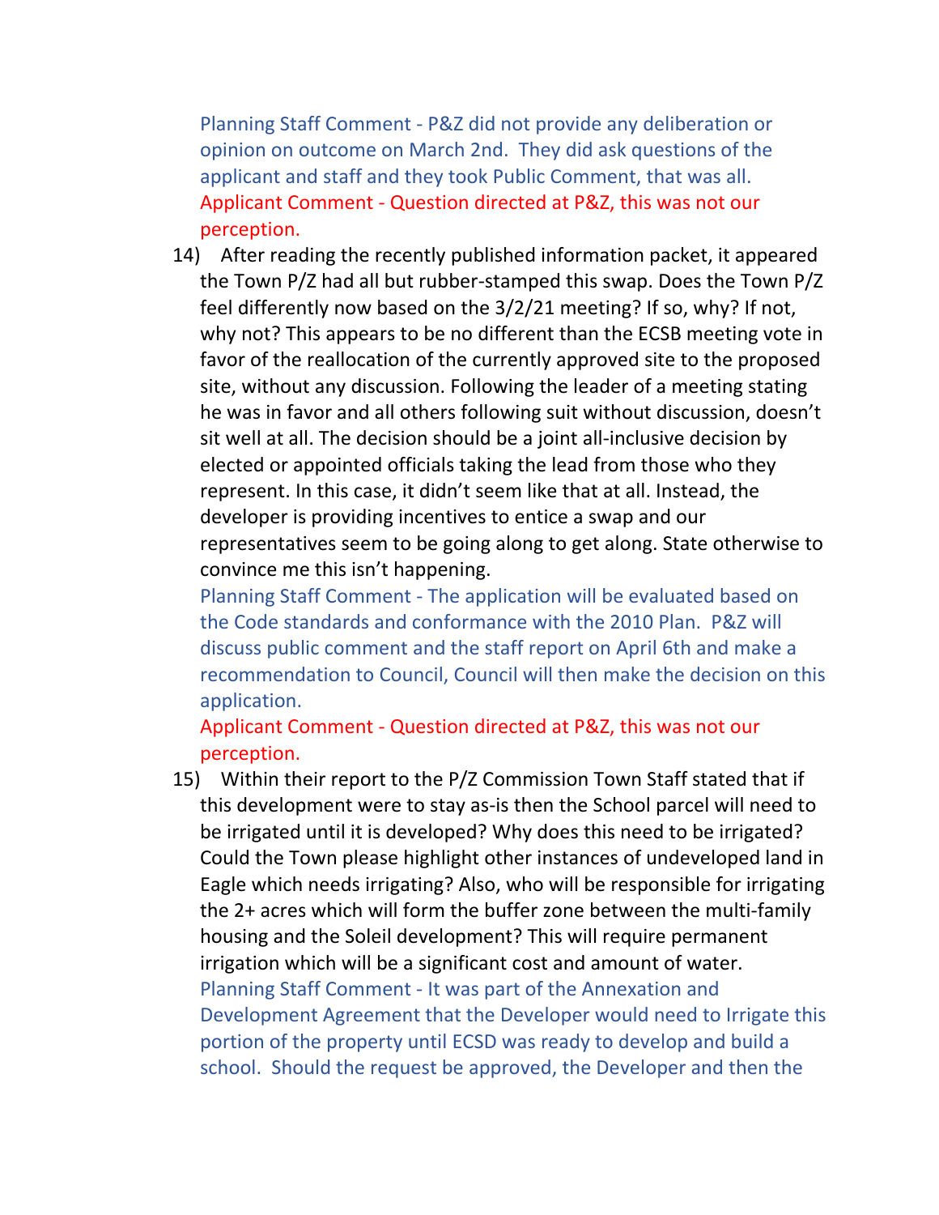Planning Staff Comment - P&Z did not provide any deliberation or opinion on outcome on March 2nd. They did ask questions of the applicant and staff and they took Public Comment, that was all.
Applicant Comment - Question directed at P&Z, this was not our perception.

14) After reading the recently published information packet, it appeared the Town P/Z had all but rubber-stamped this swap. Does the Town P/Z feel differently now based on the 3/2/21 meeting? If so, why? If not, why not? This appears to be no different than the ECSB meeting vote in favor of the reallocation of the currently approved site to the proposed site, without any discussion. Following the leader of a meeting stating he was in favor and all others following suit without discussion, doesn't sit well at all. The decision should be a joint all-inclusive decision by elected or appointed officials taking the lead from those who they represent. In this case, it didn't seem like that at all. Instead, the developer is providing incentives to entice a swap and our representatives seem to be going along to get along. State otherwise to convince me this isn't happening.
Planning Staff Comment - The application will be evaluated based on the Code standards and conformance with the 2010 Plan. P&Z will discuss public comment and the staff report on April 6th and make a recommendation to Council, Council will then make the decision on this application.
Applicant Comment - Question directed at P&Z, this was not our perception.

15) Within their report to the P/Z Commission Town Staff stated that if this development were to stay as-is then the School parcel will need to be irrigated until it is developed? Why does this need to be irrigated? Could the Town please highlight other instances of undeveloped land in Eagle which needs irrigating? Also, who will be responsible for irrigating the 2+ acres which will form the buffer zone between the multi-family housing and the Soleil development? This will require permanent irrigation which will be a significant cost and amount of water.
Planning Staff Comment - It was part of the Annexation and Development Agreement that the Developer would need to Irrigate this portion of the property until ECSD was ready to develop and build a school. Should the request be approved, the Developer and then the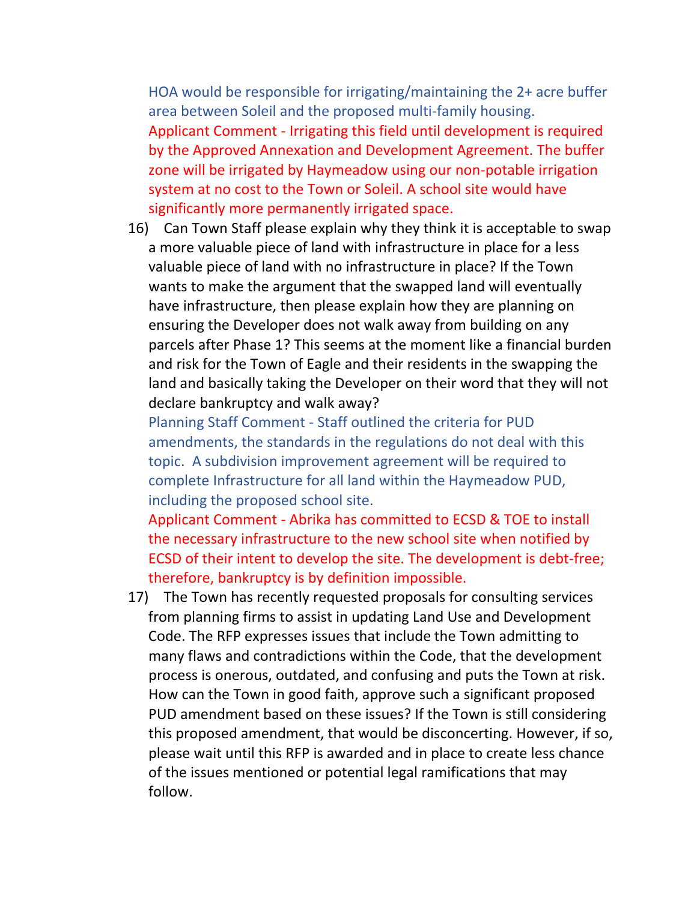HOA would be responsible for irrigating/maintaining the 2+ acre buffer area between Soleil and the proposed multi-family housing.

Applicant Comment - Irrigating this field until development is required by the Approved Annexation and Development Agreement. The buffer zone will be irrigated by Haymeadow using our non-potable irrigation system at no cost to the Town or Soleil. A school site would have significantly more permanently irrigated space.

16) Can Town Staff please explain why they think it is acceptable to swap a more valuable piece of land with infrastructure in place for a less valuable piece of land with no infrastructure in place? If the Town wants to make the argument that the swapped land will eventually have infrastructure, then please explain how they are planning on ensuring the Developer does not walk away from building on any parcels after Phase 1? This seems at the moment like a financial burden and risk for the Town of Eagle and their residents in the swapping the land and basically taking the Developer on their word that they will not declare bankruptcy and walk away?

    Planning Staff Comment - Staff outlined the criteria for PUD amendments, the standards in the regulations do not deal with this topic. A subdivision improvement agreement will be required to complete Infrastructure for all land within the Haymeadow PUD, including the proposed school site.

    Applicant Comment - Abrika has committed to ECSD & TOE to install the necessary infrastructure to the new school site when notified by ECSD of their intent to develop the site. The development is debt-free; therefore, bankruptcy is by definition impossible.

17) The Town has recently requested proposals for consulting services from planning firms to assist in updating Land Use and Development Code. The RFP expresses issues that include the Town admitting to many flaws and contradictions within the Code, that the development process is onerous, outdated, and confusing and puts the Town at risk. How can the Town in good faith, approve such a significant proposed PUD amendment based on these issues? If the Town is still considering this proposed amendment, that would be disconcerting. However, if so, please wait until this RFP is awarded and in place to create less chance of the issues mentioned or potential legal ramifications that may follow.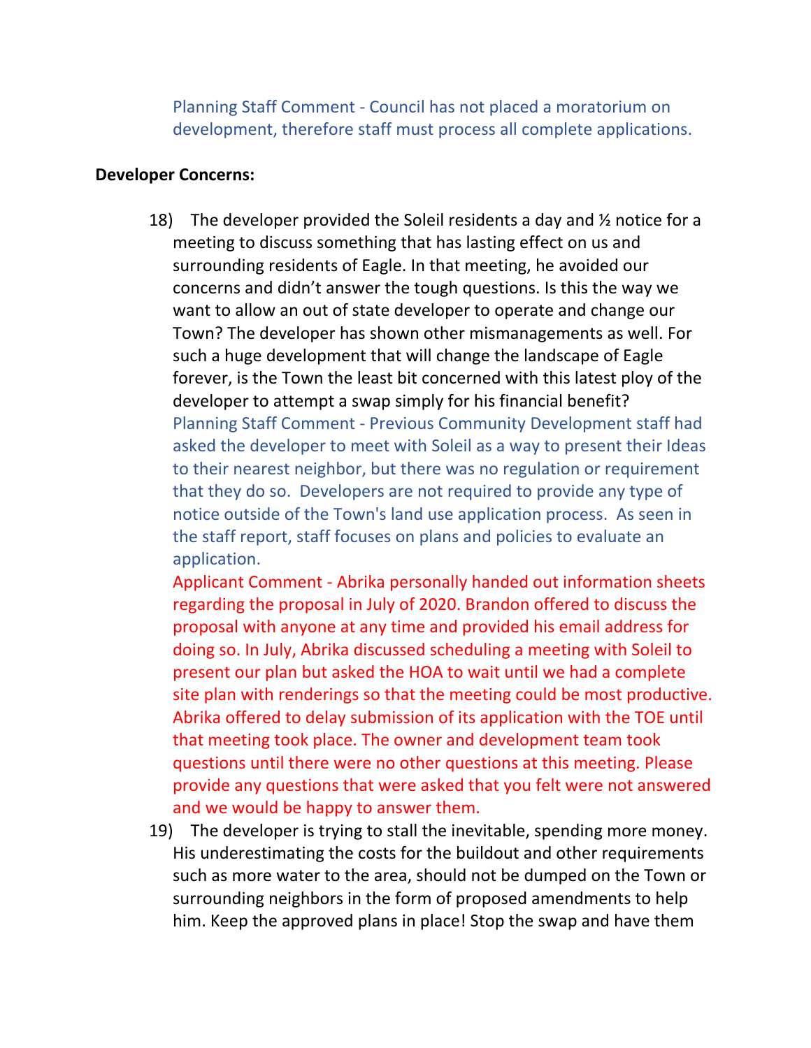Planning Staff Comment - Council has not placed a moratorium on development, therefore staff must process all complete applications.

**Developer Concerns:**

18) The developer provided the Soleil residents a day and ½ notice for a meeting to discuss something that has lasting effect on us and surrounding residents of Eagle. In that meeting, he avoided our concerns and didn't answer the tough questions. Is this the way we want to allow an out of state developer to operate and change our Town? The developer has shown other mismanagements as well. For such a huge development that will change the landscape of Eagle forever, is the Town the least bit concerned with this latest ploy of the developer to attempt a swap simply for his financial benefit?
Planning Staff Comment - Previous Community Development staff had asked the developer to meet with Soleil as a way to present their Ideas to their nearest neighbor, but there was no regulation or requirement that they do so. Developers are not required to provide any type of notice outside of the Town's land use application process. As seen in the staff report, staff focuses on plans and policies to evaluate an application.
Applicant Comment - Abrika personally handed out information sheets regarding the proposal in July of 2020. Brandon offered to discuss the proposal with anyone at any time and provided his email address for doing so. In July, Abrika discussed scheduling a meeting with Soleil to present our plan but asked the HOA to wait until we had a complete site plan with renderings so that the meeting could be most productive. Abrika offered to delay submission of its application with the TOE until that meeting took place. The owner and development team took questions until there were no other questions at this meeting. Please provide any questions that were asked that you felt were not answered and we would be happy to answer them.

19) The developer is trying to stall the inevitable, spending more money. His underestimating the costs for the buildout and other requirements such as more water to the area, should not be dumped on the Town or surrounding neighbors in the form of proposed amendments to help him. Keep the approved plans in place! Stop the swap and have them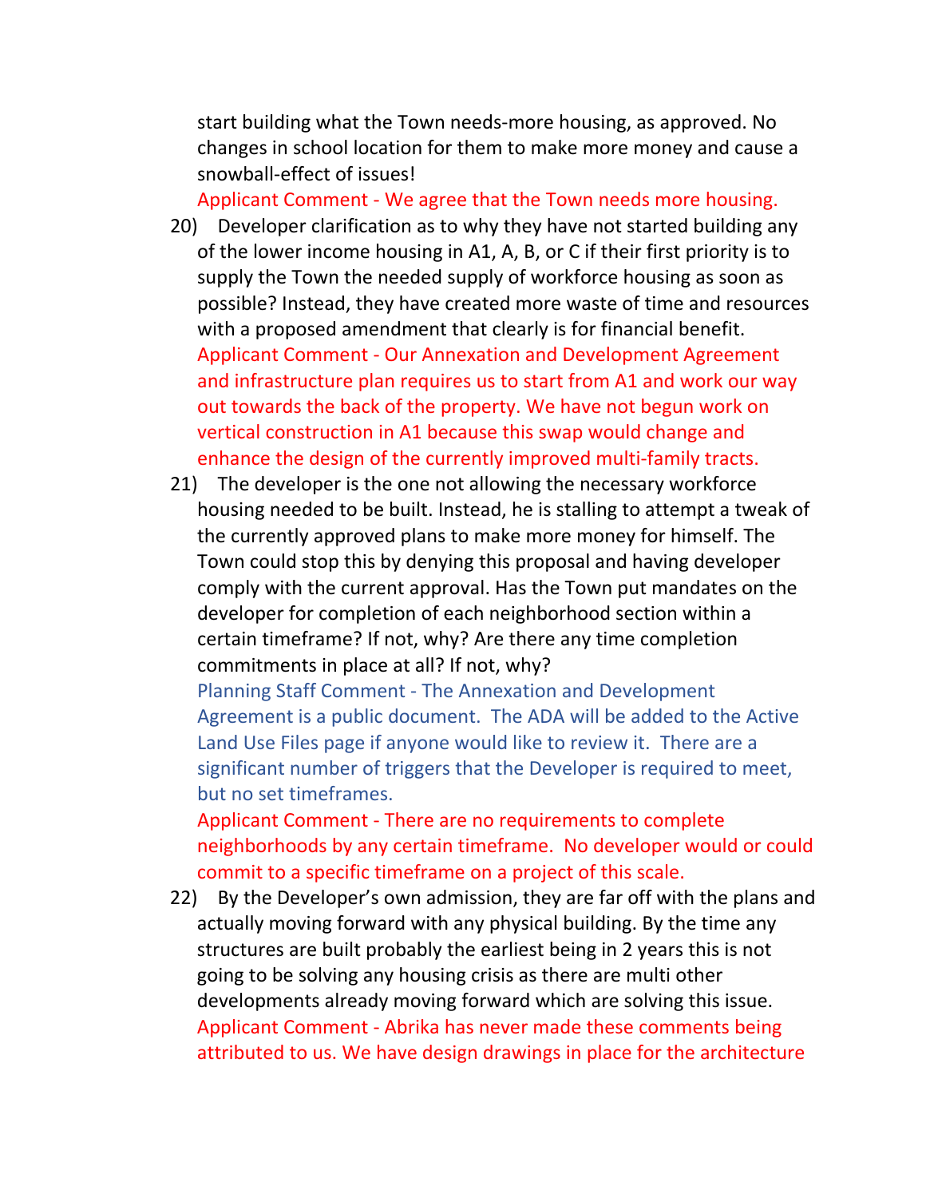start building what the Town needs-more housing, as approved. No changes in school location for them to make more money and cause a snowball-effect of issues!

Applicant Comment - We agree that the Town needs more housing.

20) Developer clarification as to why they have not started building any of the lower income housing in A1, A, B, or C if their first priority is to supply the Town the needed supply of workforce housing as soon as possible? Instead, they have created more waste of time and resources with a proposed amendment that clearly is for financial benefit.

    Applicant Comment - Our Annexation and Development Agreement and infrastructure plan requires us to start from A1 and work our way out towards the back of the property. We have not begun work on vertical construction in A1 because this swap would change and enhance the design of the currently improved multi-family tracts.

21) The developer is the one not allowing the necessary workforce housing needed to be built. Instead, he is stalling to attempt a tweak of the currently approved plans to make more money for himself. The Town could stop this by denying this proposal and having developer comply with the current approval. Has the Town put mandates on the developer for completion of each neighborhood section within a certain timeframe? If not, why? Are there any time completion commitments in place at all? If not, why?

    Planning Staff Comment - The Annexation and Development Agreement is a public document. The ADA will be added to the Active Land Use Files page if anyone would like to review it. There are a significant number of triggers that the Developer is required to meet, but no set timeframes.

    Applicant Comment - There are no requirements to complete neighborhoods by any certain timeframe. No developer would or could commit to a specific timeframe on a project of this scale.

22) By the Developer's own admission, they are far off with the plans and actually moving forward with any physical building. By the time any structures are built probably the earliest being in 2 years this is not going to be solving any housing crisis as there are multi other developments already moving forward which are solving this issue.

    Applicant Comment - Abrika has never made these comments being attributed to us. We have design drawings in place for the architecture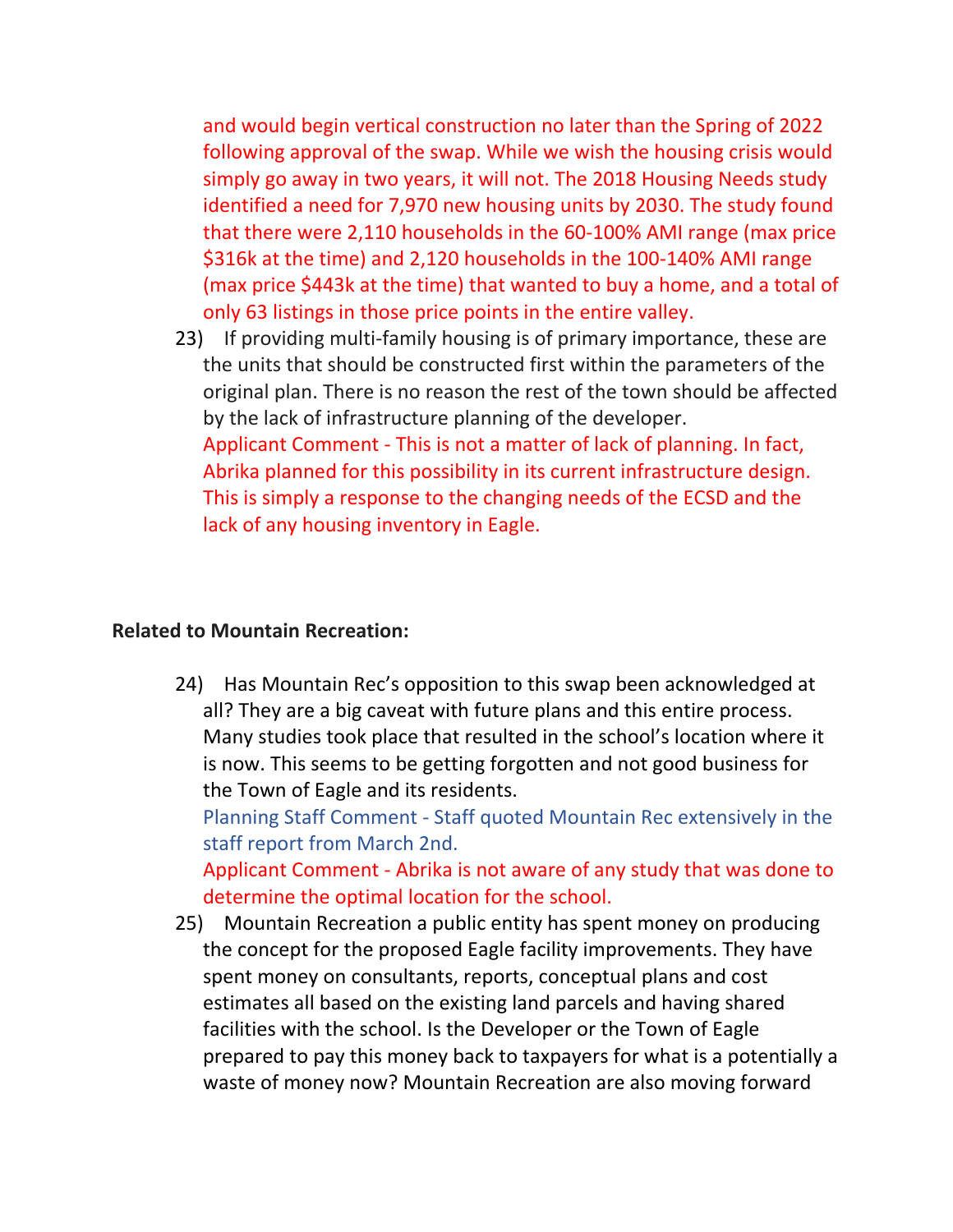and would begin vertical construction no later than the Spring of 2022 following approval of the swap. While we wish the housing crisis would simply go away in two years, it will not. The 2018 Housing Needs study identified a need for 7,970 new housing units by 2030. The study found that there were 2,110 households in the 60-100% AMI range (max price $316k at the time) and 2,120 households in the 100-140% AMI range (max price $443k at the time) that wanted to buy a home, and a total of only 63 listings in those price points in the entire valley.

23) If providing multi-family housing is of primary importance, these are the units that should be constructed first within the parameters of the original plan. There is no reason the rest of the town should be affected by the lack of infrastructure planning of the developer.
Applicant Comment - This is not a matter of lack of planning. In fact, Abrika planned for this possibility in its current infrastructure design. This is simply a response to the changing needs of the ECSD and the lack of any housing inventory in Eagle.

**Related to Mountain Recreation:**

24) Has Mountain Rec's opposition to this swap been acknowledged at all? They are a big caveat with future plans and this entire process. Many studies took place that resulted in the school's location where it is now. This seems to be getting forgotten and not good business for the Town of Eagle and its residents.
Planning Staff Comment - Staff quoted Mountain Rec extensively in the staff report from March 2nd.
Applicant Comment - Abrika is not aware of any study that was done to determine the optimal location for the school.

25) Mountain Recreation a public entity has spent money on producing the concept for the proposed Eagle facility improvements. They have spent money on consultants, reports, conceptual plans and cost estimates all based on the existing land parcels and having shared facilities with the school. Is the Developer or the Town of Eagle prepared to pay this money back to taxpayers for what is a potentially a waste of money now? Mountain Recreation are also moving forward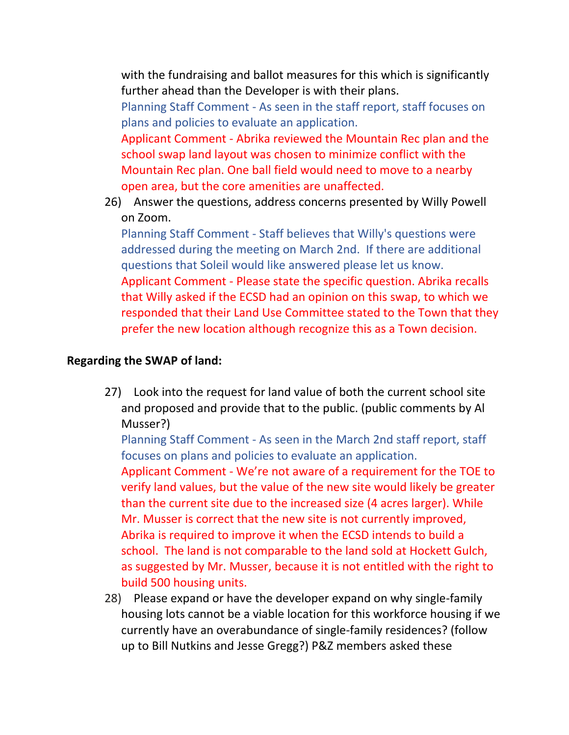with the fundraising and ballot measures for this which is significantly further ahead than the Developer is with their plans.

Planning Staff Comment - As seen in the staff report, staff focuses on plans and policies to evaluate an application.

Applicant Comment - Abrika reviewed the Mountain Rec plan and the school swap land layout was chosen to minimize conflict with the Mountain Rec plan. One ball field would need to move to a nearby open area, but the core amenities are unaffected.

26) Answer the questions, address concerns presented by Willy Powell on Zoom.

Planning Staff Comment - Staff believes that Willy's questions were addressed during the meeting on March 2nd. If there are additional questions that Soleil would like answered please let us know.

Applicant Comment - Please state the specific question. Abrika recalls that Willy asked if the ECSD had an opinion on this swap, to which we responded that their Land Use Committee stated to the Town that they prefer the new location although recognize this as a Town decision.

**Regarding the SWAP of land:**

27) Look into the request for land value of both the current school site and proposed and provide that to the public. (public comments by Al Musser?)

Planning Staff Comment - As seen in the March 2nd staff report, staff focuses on plans and policies to evaluate an application.

Applicant Comment - We're not aware of a requirement for the TOE to verify land values, but the value of the new site would likely be greater than the current site due to the increased size (4 acres larger). While Mr. Musser is correct that the new site is not currently improved, Abrika is required to improve it when the ECSD intends to build a school. The land is not comparable to the land sold at Hockett Gulch, as suggested by Mr. Musser, because it is not entitled with the right to build 500 housing units.

28) Please expand or have the developer expand on why single-family housing lots cannot be a viable location for this workforce housing if we currently have an overabundance of single-family residences? (follow up to Bill Nutkins and Jesse Gregg?) P&Z members asked these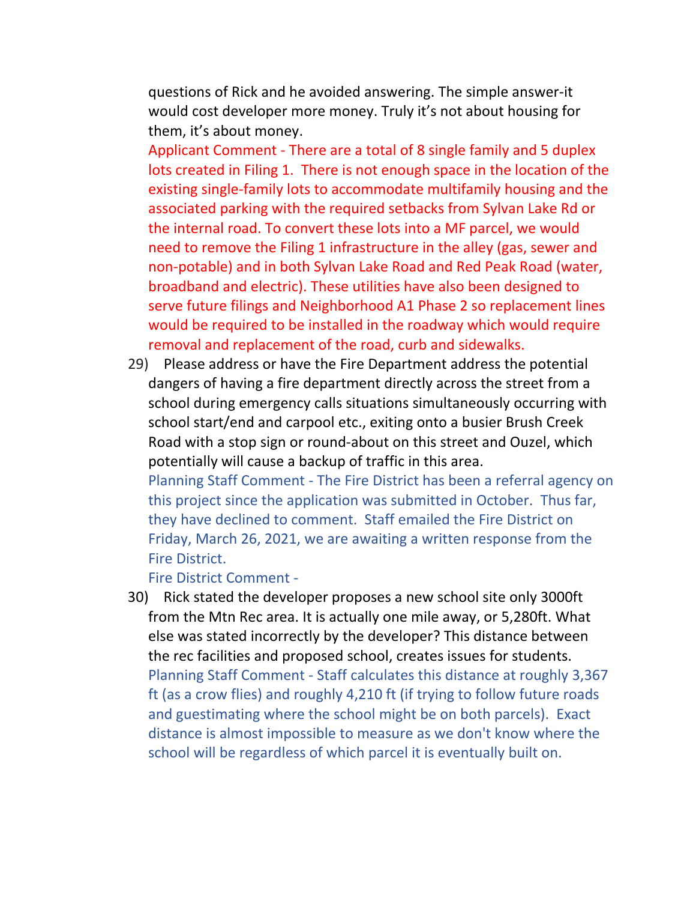questions of Rick and he avoided answering. The simple answer-it would cost developer more money. Truly it's not about housing for them, it's about money.

Applicant Comment - There are a total of 8 single family and 5 duplex lots created in Filing 1. There is not enough space in the location of the existing single-family lots to accommodate multifamily housing and the associated parking with the required setbacks from Sylvan Lake Rd or the internal road. To convert these lots into a MF parcel, we would need to remove the Filing 1 infrastructure in the alley (gas, sewer and non-potable) and in both Sylvan Lake Road and Red Peak Road (water, broadband and electric). These utilities have also been designed to serve future filings and Neighborhood A1 Phase 2 so replacement lines would be required to be installed in the roadway which would require removal and replacement of the road, curb and sidewalks.

29) Please address or have the Fire Department address the potential dangers of having a fire department directly across the street from a school during emergency calls situations simultaneously occurring with school start/end and carpool etc., exiting onto a busier Brush Creek Road with a stop sign or round-about on this street and Ouzel, which potentially will cause a backup of traffic in this area.

Planning Staff Comment - The Fire District has been a referral agency on this project since the application was submitted in October. Thus far, they have declined to comment. Staff emailed the Fire District on Friday, March 26, 2021, we are awaiting a written response from the Fire District.

Fire District Comment -

30) Rick stated the developer proposes a new school site only 3000ft from the Mtn Rec area. It is actually one mile away, or 5,280ft. What else was stated incorrectly by the developer? This distance between the rec facilities and proposed school, creates issues for students.

Planning Staff Comment - Staff calculates this distance at roughly 3,367 ft (as a crow flies) and roughly 4,210 ft (if trying to follow future roads and guestimating where the school might be on both parcels). Exact distance is almost impossible to measure as we don't know where the school will be regardless of which parcel it is eventually built on.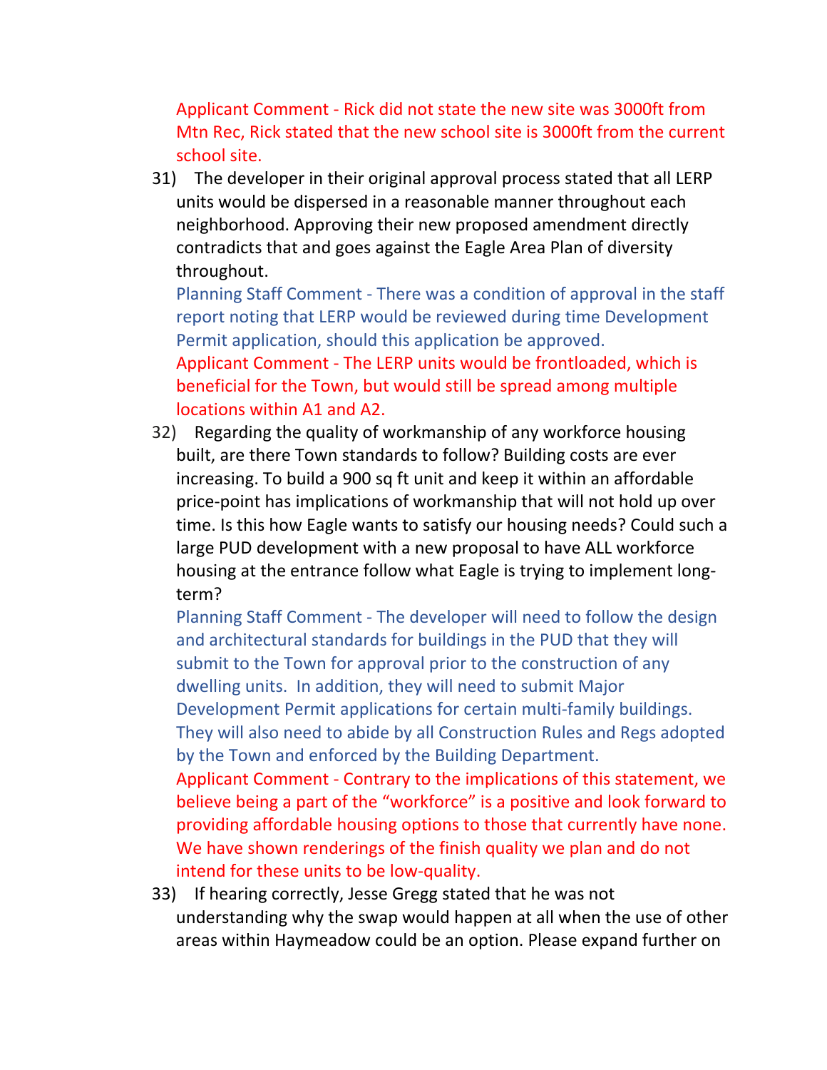Applicant Comment - Rick did not state the new site was 3000ft from Mtn Rec, Rick stated that the new school site is 3000ft from the current school site.

31) The developer in their original approval process stated that all LERP units would be dispersed in a reasonable manner throughout each neighborhood. Approving their new proposed amendment directly contradicts that and goes against the Eagle Area Plan of diversity throughout.

 Planning Staff Comment - There was a condition of approval in the staff report noting that LERP would be reviewed during time Development Permit application, should this application be approved.

 Applicant Comment - The LERP units would be frontloaded, which is beneficial for the Town, but would still be spread among multiple locations within A1 and A2.

32) Regarding the quality of workmanship of any workforce housing built, are there Town standards to follow? Building costs are ever increasing. To build a 900 sq ft unit and keep it within an affordable price-point has implications of workmanship that will not hold up over time. Is this how Eagle wants to satisfy our housing needs? Could such a large PUD development with a new proposal to have ALL workforce housing at the entrance follow what Eagle is trying to implement long-term?

 Planning Staff Comment - The developer will need to follow the design and architectural standards for buildings in the PUD that they will submit to the Town for approval prior to the construction of any dwelling units. In addition, they will need to submit Major Development Permit applications for certain multi-family buildings. They will also need to abide by all Construction Rules and Regs adopted by the Town and enforced by the Building Department.

 Applicant Comment - Contrary to the implications of this statement, we believe being a part of the "workforce" is a positive and look forward to providing affordable housing options to those that currently have none. We have shown renderings of the finish quality we plan and do not intend for these units to be low-quality.

33) If hearing correctly, Jesse Gregg stated that he was not understanding why the swap would happen at all when the use of other areas within Haymeadow could be an option. Please expand further on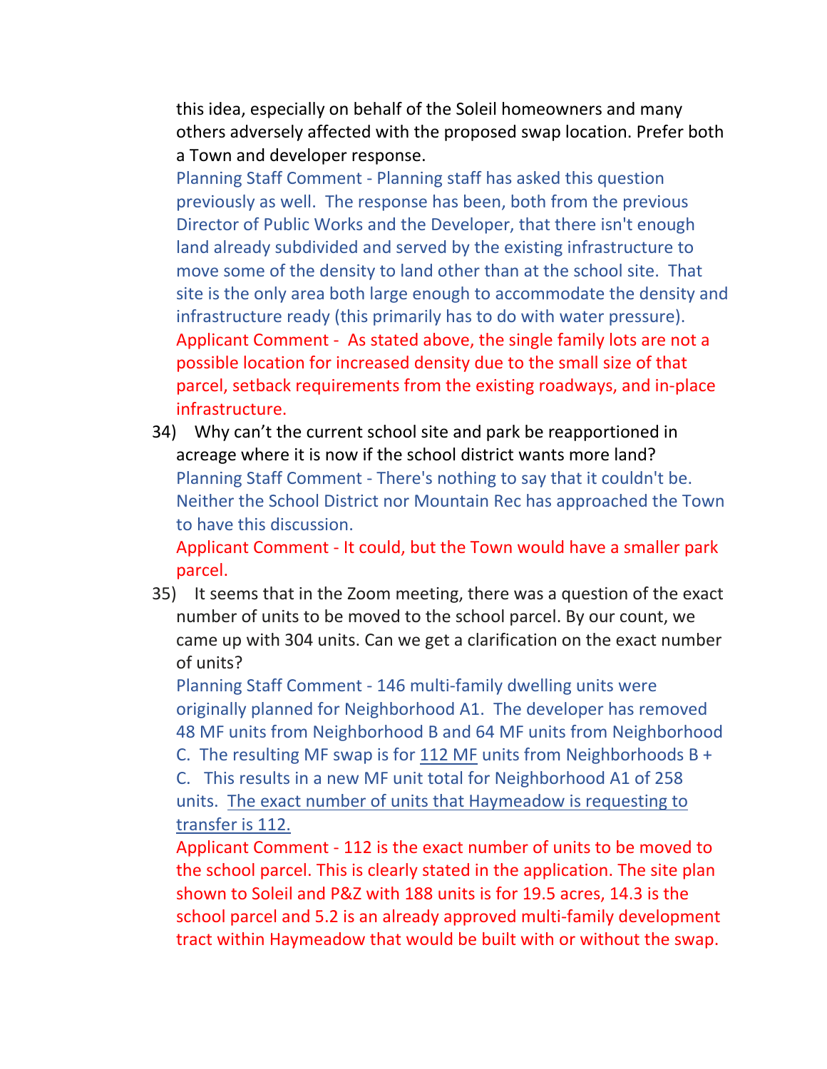this idea, especially on behalf of the Soleil homeowners and many others adversely affected with the proposed swap location. Prefer both a Town and developer response.

Planning Staff Comment - Planning staff has asked this question previously as well. The response has been, both from the previous Director of Public Works and the Developer, that there isn't enough land already subdivided and served by the existing infrastructure to move some of the density to land other than at the school site. That site is the only area both large enough to accommodate the density and infrastructure ready (this primarily has to do with water pressure).

Applicant Comment - As stated above, the single family lots are not a possible location for increased density due to the small size of that parcel, setback requirements from the existing roadways, and in-place infrastructure.

34) Why can't the current school site and park be reapportioned in acreage where it is now if the school district wants more land?

Planning Staff Comment - There's nothing to say that it couldn't be. Neither the School District nor Mountain Rec has approached the Town to have this discussion.

Applicant Comment - It could, but the Town would have a smaller park parcel.

35) It seems that in the Zoom meeting, there was a question of the exact number of units to be moved to the school parcel. By our count, we came up with 304 units. Can we get a clarification on the exact number of units?

Planning Staff Comment - 146 multi-family dwelling units were originally planned for Neighborhood A1. The developer has removed 48 MF units from Neighborhood B and 64 MF units from Neighborhood C. The resulting MF swap is for <u>112 MF</u> units from Neighborhoods B + C. This results in a new MF unit total for Neighborhood A1 of 258 units. <u>The exact number of units that Haymeadow is requesting to transfer is 112.</u>

Applicant Comment - 112 is the exact number of units to be moved to the school parcel. This is clearly stated in the application. The site plan shown to Soleil and P&Z with 188 units is for 19.5 acres, 14.3 is the school parcel and 5.2 is an already approved multi-family development tract within Haymeadow that would be built with or without the swap.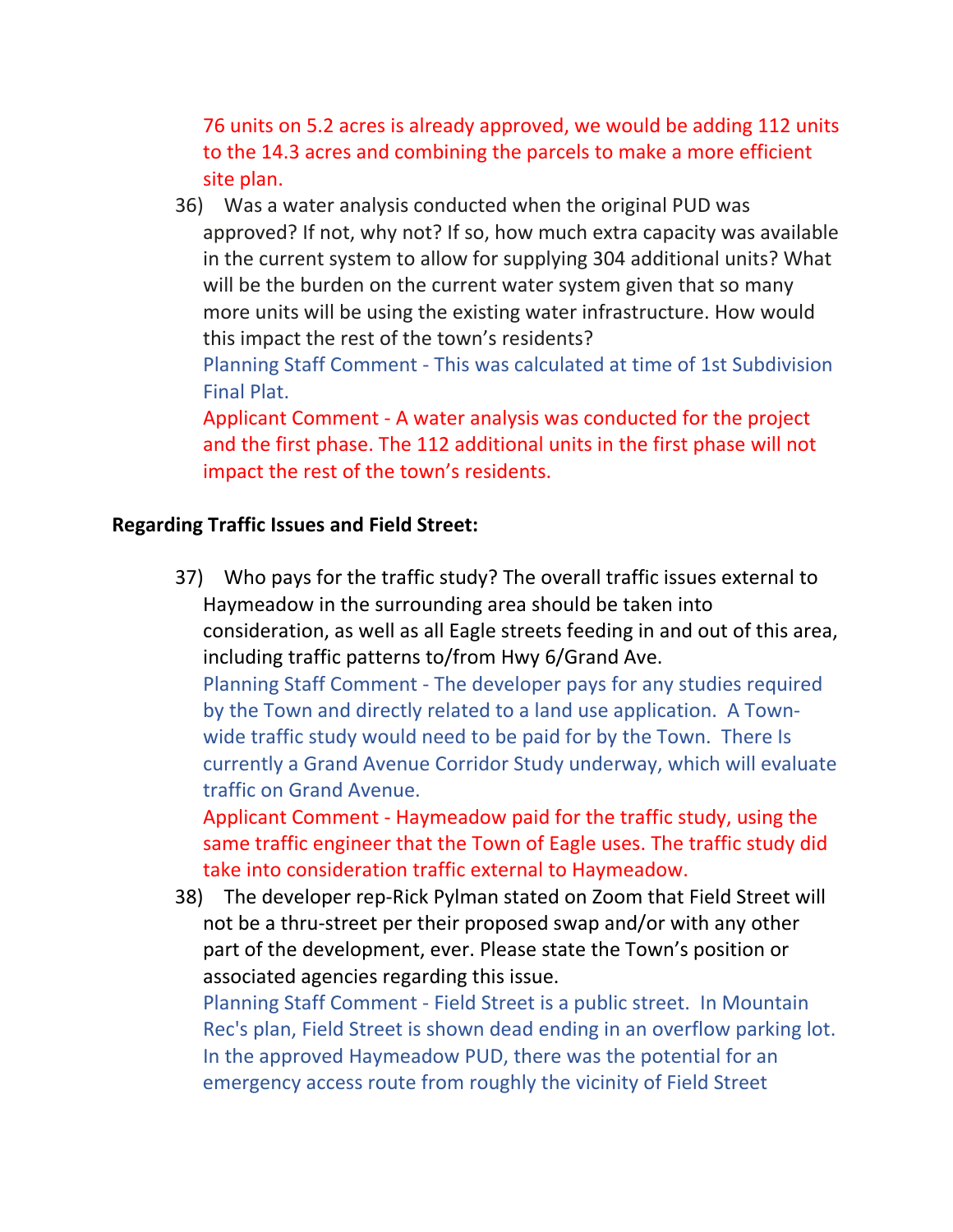76 units on 5.2 acres is already approved, we would be adding 112 units to the 14.3 acres and combining the parcels to make a more efficient site plan.

36) Was a water analysis conducted when the original PUD was approved? If not, why not? If so, how much extra capacity was available in the current system to allow for supplying 304 additional units? What will be the burden on the current water system given that so many more units will be using the existing water infrastructure. How would this impact the rest of the town's residents?

Planning Staff Comment - This was calculated at time of 1st Subdivision Final Plat.

Applicant Comment - A water analysis was conducted for the project and the first phase. The 112 additional units in the first phase will not impact the rest of the town's residents.

**Regarding Traffic Issues and Field Street:**

37) Who pays for the traffic study? The overall traffic issues external to Haymeadow in the surrounding area should be taken into consideration, as well as all Eagle streets feeding in and out of this area, including traffic patterns to/from Hwy 6/Grand Ave.

Planning Staff Comment - The developer pays for any studies required by the Town and directly related to a land use application. A Town-wide traffic study would need to be paid for by the Town. There Is currently a Grand Avenue Corridor Study underway, which will evaluate traffic on Grand Avenue.

Applicant Comment - Haymeadow paid for the traffic study, using the same traffic engineer that the Town of Eagle uses. The traffic study did take into consideration traffic external to Haymeadow.

38) The developer rep-Rick Pylman stated on Zoom that Field Street will not be a thru-street per their proposed swap and/or with any other part of the development, ever. Please state the Town's position or associated agencies regarding this issue.

Planning Staff Comment - Field Street is a public street. In Mountain Rec's plan, Field Street is shown dead ending in an overflow parking lot. In the approved Haymeadow PUD, there was the potential for an emergency access route from roughly the vicinity of Field Street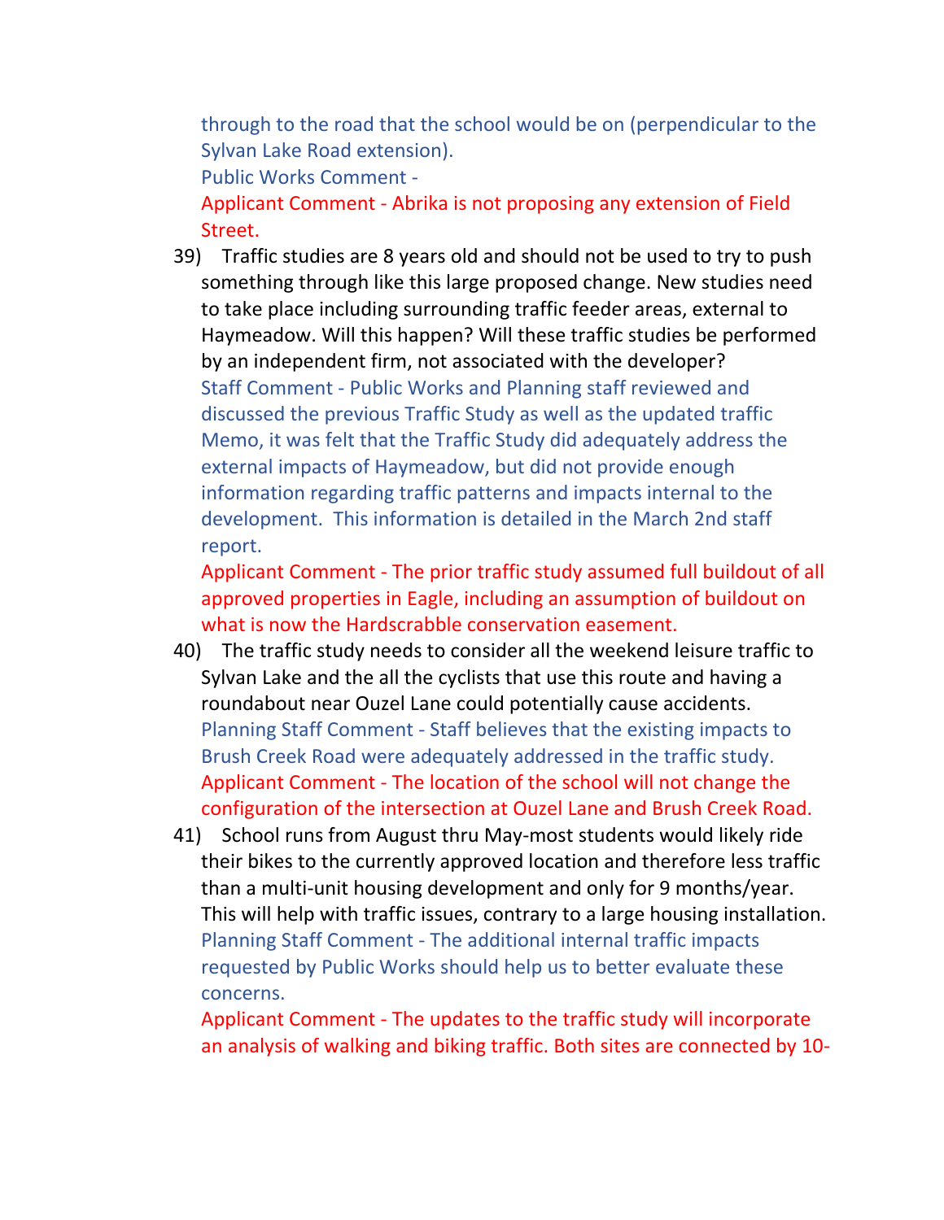through to the road that the school would be on (perpendicular to the Sylvan Lake Road extension).

Public Works Comment -

Applicant Comment - Abrika is not proposing any extension of Field Street.

39) Traffic studies are 8 years old and should not be used to try to push something through like this large proposed change. New studies need to take place including surrounding traffic feeder areas, external to Haymeadow. Will this happen? Will these traffic studies be performed by an independent firm, not associated with the developer?

Staff Comment - Public Works and Planning staff reviewed and discussed the previous Traffic Study as well as the updated traffic Memo, it was felt that the Traffic Study did adequately address the external impacts of Haymeadow, but did not provide enough information regarding traffic patterns and impacts internal to the development. This information is detailed in the March 2nd staff report.

Applicant Comment - The prior traffic study assumed full buildout of all approved properties in Eagle, including an assumption of buildout on what is now the Hardscrabble conservation easement.

40) The traffic study needs to consider all the weekend leisure traffic to Sylvan Lake and the all the cyclists that use this route and having a roundabout near Ouzel Lane could potentially cause accidents.

Planning Staff Comment - Staff believes that the existing impacts to Brush Creek Road were adequately addressed in the traffic study.

Applicant Comment - The location of the school will not change the configuration of the intersection at Ouzel Lane and Brush Creek Road.

41) School runs from August thru May-most students would likely ride their bikes to the currently approved location and therefore less traffic than a multi-unit housing development and only for 9 months/year. This will help with traffic issues, contrary to a large housing installation.

Planning Staff Comment - The additional internal traffic impacts requested by Public Works should help us to better evaluate these concerns.

Applicant Comment - The updates to the traffic study will incorporate an analysis of walking and biking traffic. Both sites are connected by 10-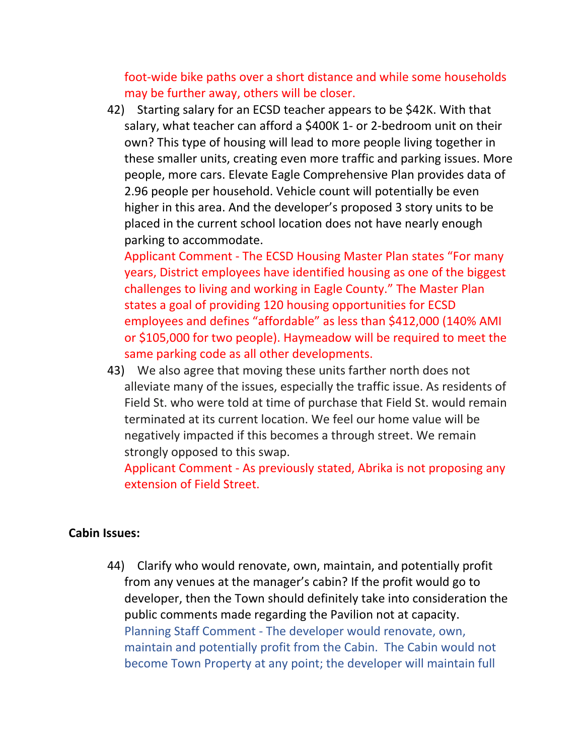foot-wide bike paths over a short distance and while some households may be further away, others will be closer.

42) Starting salary for an ECSD teacher appears to be $42K. With that salary, what teacher can afford a $400K 1- or 2-bedroom unit on their own? This type of housing will lead to more people living together in these smaller units, creating even more traffic and parking issues. More people, more cars. Elevate Eagle Comprehensive Plan provides data of 2.96 people per household. Vehicle count will potentially be even higher in this area. And the developer's proposed 3 story units to be placed in the current school location does not have nearly enough parking to accommodate.
Applicant Comment - The ECSD Housing Master Plan states "For many years, District employees have identified housing as one of the biggest challenges to living and working in Eagle County." The Master Plan states a goal of providing 120 housing opportunities for ECSD employees and defines "affordable" as less than $412,000 (140% AMI or $105,000 for two people). Haymeadow will be required to meet the same parking code as all other developments.

43) We also agree that moving these units farther north does not alleviate many of the issues, especially the traffic issue. As residents of Field St. who were told at time of purchase that Field St. would remain terminated at its current location. We feel our home value will be negatively impacted if this becomes a through street. We remain strongly opposed to this swap.
Applicant Comment - As previously stated, Abrika is not proposing any extension of Field Street.

**Cabin Issues:**

44) Clarify who would renovate, own, maintain, and potentially profit from any venues at the manager's cabin? If the profit would go to developer, then the Town should definitely take into consideration the public comments made regarding the Pavilion not at capacity.
Planning Staff Comment - The developer would renovate, own, maintain and potentially profit from the Cabin. The Cabin would not become Town Property at any point; the developer will maintain full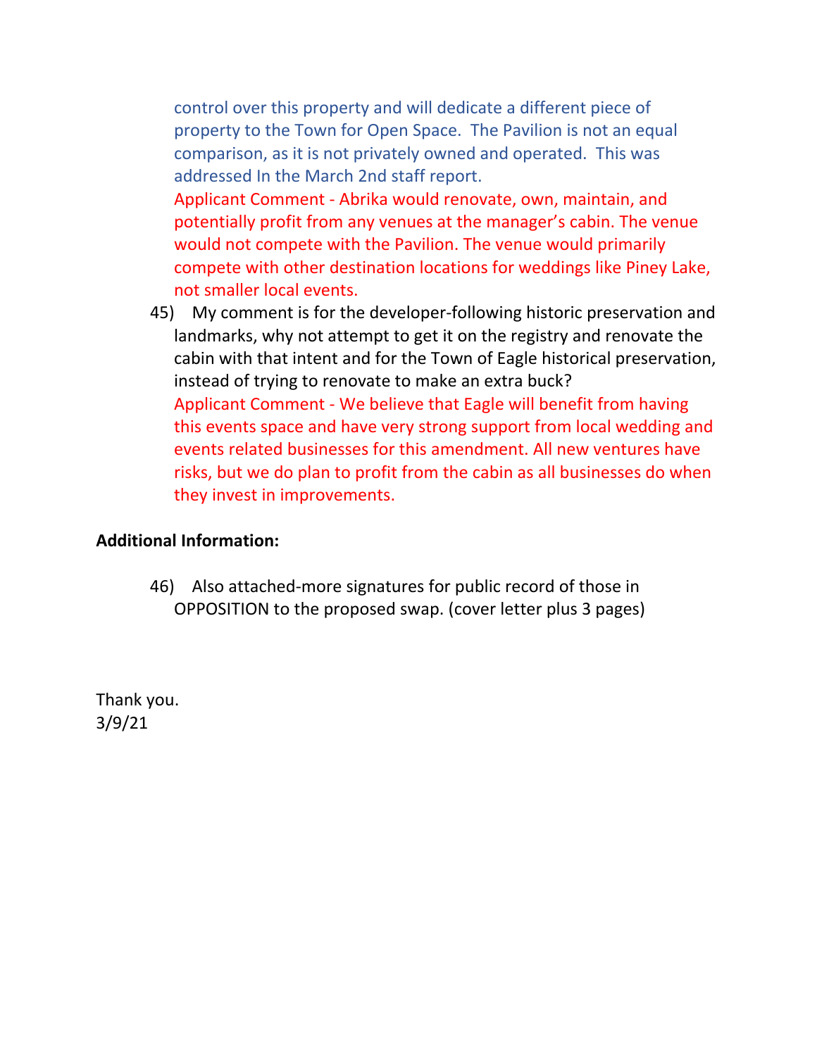control over this property and will dedicate a different piece of property to the Town for Open Space. The Pavilion is not an equal comparison, as it is not privately owned and operated. This was addressed In the March 2nd staff report.

Applicant Comment - Abrika would renovate, own, maintain, and potentially profit from any venues at the manager's cabin. The venue would not compete with the Pavilion. The venue would primarily compete with other destination locations for weddings like Piney Lake, not smaller local events.

45) My comment is for the developer-following historic preservation and landmarks, why not attempt to get it on the registry and renovate the cabin with that intent and for the Town of Eagle historical preservation, instead of trying to renovate to make an extra buck?

Applicant Comment - We believe that Eagle will benefit from having this events space and have very strong support from local wedding and events related businesses for this amendment. All new ventures have risks, but we do plan to profit from the cabin as all businesses do when they invest in improvements.

**Additional Information:**

46) Also attached-more signatures for public record of those in OPPOSITION to the proposed swap. (cover letter plus 3 pages)

Thank you.
3/9/21